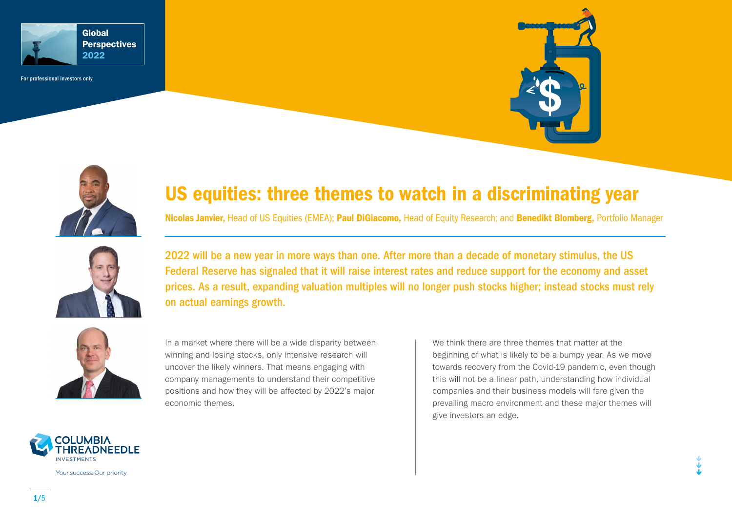Global Perspectives 2022

For professional investors only

# US equities: three themes to watch in a discriminating year

**Nicolas Janvier,** Head of US Equities (EMEA); **Paul DiGiacomo,** Head of Equity Research; and **Benedikt Blomberg,** Portfolio Manager

2022 will be a new year in more ways than one. After more than a decade of monetary stimulus, the US Federal Reserve has signaled that it will raise interest rates and reduce support for the economy and asset prices. As a result, expanding valuation multiples will no longer push stocks higher; instead stocks must rely on actual earnings growth.

In a market where there will be a wide disparity between winning and losing stocks, only intensive research will uncover the likely winners. That means engaging with company managements to understand their competitive positions and how they will be affected by 2022's major economic themes.

We think there are three themes that matter at the beginning of what is likely to be a bumpy year. As we move towards recovery from the Covid-19 pandemic, even though this will not be a linear path, understanding how individual companies and their business models will fare given the prevailing macro environment and these major themes will give investors an edge.

COLUMBIA THREADNEEDLE INVESTMENTS

Your success. Our priority.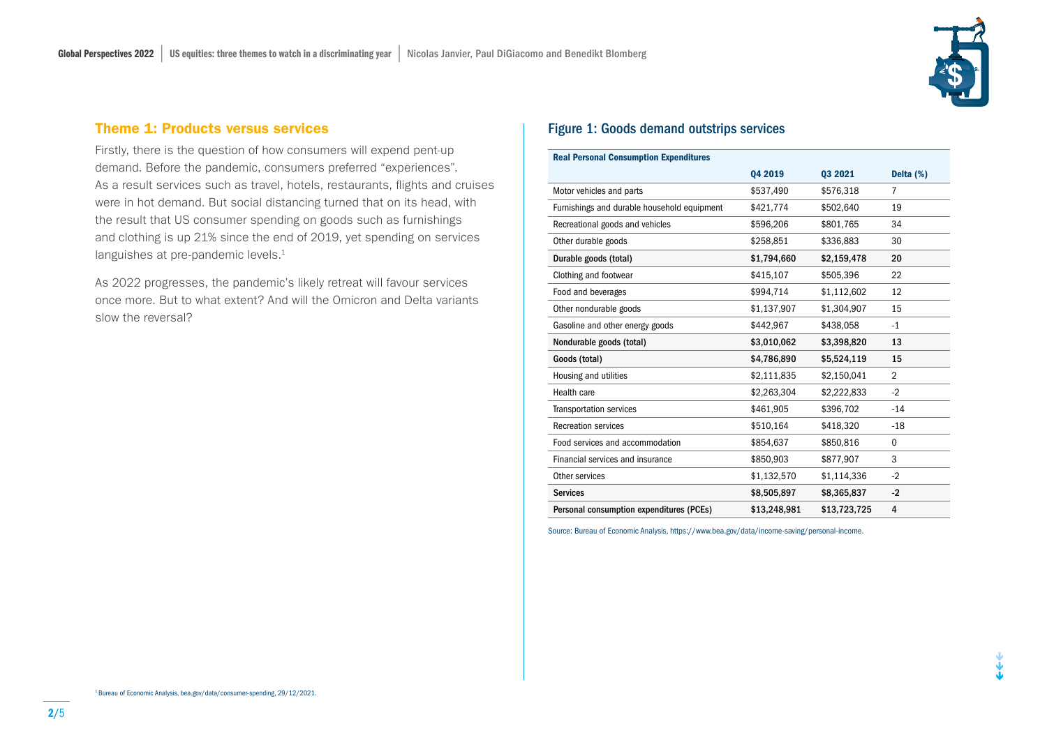## Theme 1: Products versus services

Firstly, there is the question of how consumers will expend pent-up demand. Before the pandemic, consumers preferred "experiences". As a result services such as travel, hotels, restaurants, flights and cruises were in hot demand. But social distancing turned that on its head, with the result that US consumer spending on goods such as furnishings and clothing is up 21% since the end of 2019, yet spending on services languishes at pre-pandemic levels.[1]

As 2022 progresses, the pandemic's likely retreat will favour services once more. But to what extent? And will the Omicron and Delta variants slow the reversal?

## Figure 1: Goods demand outstrips services

| Real Personal Consumption Expenditures | Q4 2019 | Q3 2021 | Delta (%) |
|---|---|---|---|
| Motor vehicles and parts | $537,490 | $576,318 | 7 |
| Furnishings and durable household equipment | $421,774 | $502,640 | 19 |
| Recreational goods and vehicles | $596,206 | $801,765 | 34 |
| Other durable goods | $258,851 | $336,883 | 30 |
| **Durable goods (total)** | **$1,794,660** | **$2,159,478** | **20** |
| Clothing and footwear | $415,107 | $505,396 | 22 |
| Food and beverages | $994,714 | $1,112,602 | 12 |
| Other nondurable goods | $1,137,907 | $1,304,907 | 15 |
| Gasoline and other energy goods | $442,967 | $438,058 | -1 |
| **Nondurable goods (total)** | **$3,010,062** | **$3,398,820** | **13** |
| **Goods (total)** | **$4,786,890** | **$5,524,119** | **15** |
| Housing and utilities | $2,111,835 | $2,150,041 | 2 |
| Health care | $2,263,304 | $2,222,833 | -2 |
| Transportation services | $461,905 | $396,702 | -14 |
| Recreation services | $510,164 | $418,320 | -18 |
| Food services and accommodation | $854,637 | $850,816 | 0 |
| Financial services and insurance | $850,903 | $877,907 | 3 |
| Other services | $1,132,570 | $1,114,336 | -2 |
| **Services** | **$8,505,897** | **$8,365,837** | **-2** |
| **Personal consumption expenditures (PCEs)** | **$13,248,981** | **$13,723,725** | **4** |

Source: Bureau of Economic Analysis, https://www.bea.gov/data/income-saving/personal-income.

[1] Bureau of Economic Analysis, bea.gov/data/consumer-spending, 29/12/2021.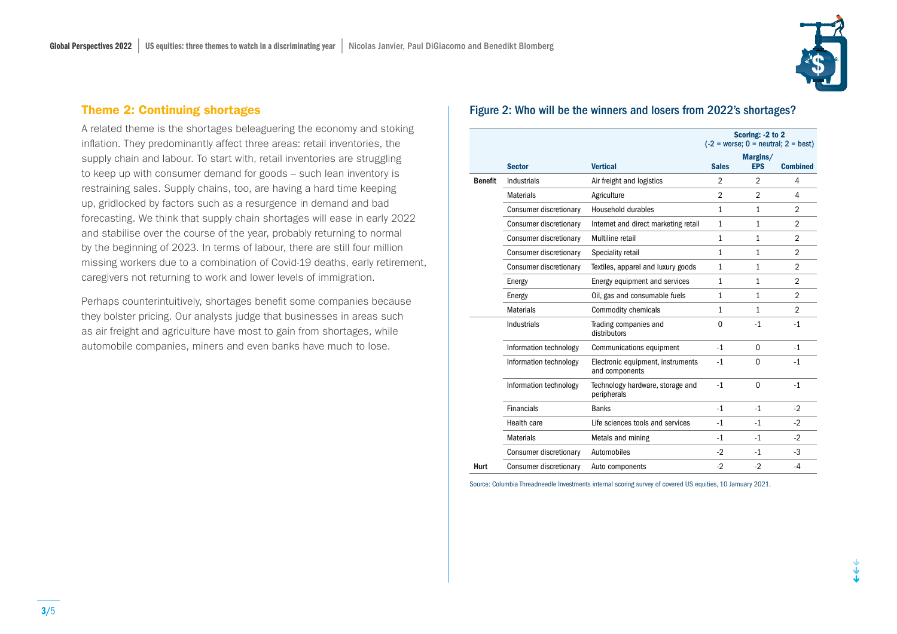## Theme 2: Continuing shortages

A related theme is the shortages beleaguering the economy and stoking inflation. They predominantly affect three areas: retail inventories, the supply chain and labour. To start with, retail inventories are struggling to keep up with consumer demand for goods – such lean inventory is restraining sales. Supply chains, too, are having a hard time keeping up, gridlocked by factors such as a resurgence in demand and bad forecasting. We think that supply chain shortages will ease in early 2022 and stabilise over the course of the year, probably returning to normal by the beginning of 2023. In terms of labour, there are still four million missing workers due to a combination of Covid-19 deaths, early retirement, caregivers not returning to work and lower levels of immigration.

Perhaps counterintuitively, shortages benefit some companies because they bolster pricing. Our analysts judge that businesses in areas such as air freight and agriculture have most to gain from shortages, while automobile companies, miners and even banks have much to lose.

### Figure 2: Who will be the winners and losers from 2022's shortages?

| | | | Scoring: -2 to 2 (-2 = worse; 0 = neutral; 2 = best) | | |
|---|---|---|---|---|---|
| | **Sector** | **Vertical** | **Sales** | **Margins/ EPS** | **Combined** |
| **Benefit** | Industrials | Air freight and logistics | 2 | 2 | 4 |
| | Materials | Agriculture | 2 | 2 | 4 |
| | Consumer discretionary | Household durables | 1 | 1 | 2 |
| | Consumer discretionary | Internet and direct marketing retail | 1 | 1 | 2 |
| | Consumer discretionary | Multiline retail | 1 | 1 | 2 |
| | Consumer discretionary | Speciality retail | 1 | 1 | 2 |
| | Consumer discretionary | Textiles, apparel and luxury goods | 1 | 1 | 2 |
| | Energy | Energy equipment and services | 1 | 1 | 2 |
| | Energy | Oil, gas and consumable fuels | 1 | 1 | 2 |
| | Materials | Commodity chemicals | 1 | 1 | 2 |
| | Industrials | Trading companies and distributors | 0 | -1 | -1 |
| | Information technology | Communications equipment | -1 | 0 | -1 |
| | Information technology | Electronic equipment, instruments and components | -1 | 0 | -1 |
| | Information technology | Technology hardware, storage and peripherals | -1 | 0 | -1 |
| | Financials | Banks | -1 | -1 | -2 |
| | Health care | Life sciences tools and services | -1 | -1 | -2 |
| | Materials | Metals and mining | -1 | -1 | -2 |
| | Consumer discretionary | Automobiles | -2 | -1 | -3 |
| **Hurt** | Consumer discretionary | Auto components | -2 | -2 | -4 |

Source: Columbia Threadneedle Investments internal scoring survey of covered US equities, 10 January 2021.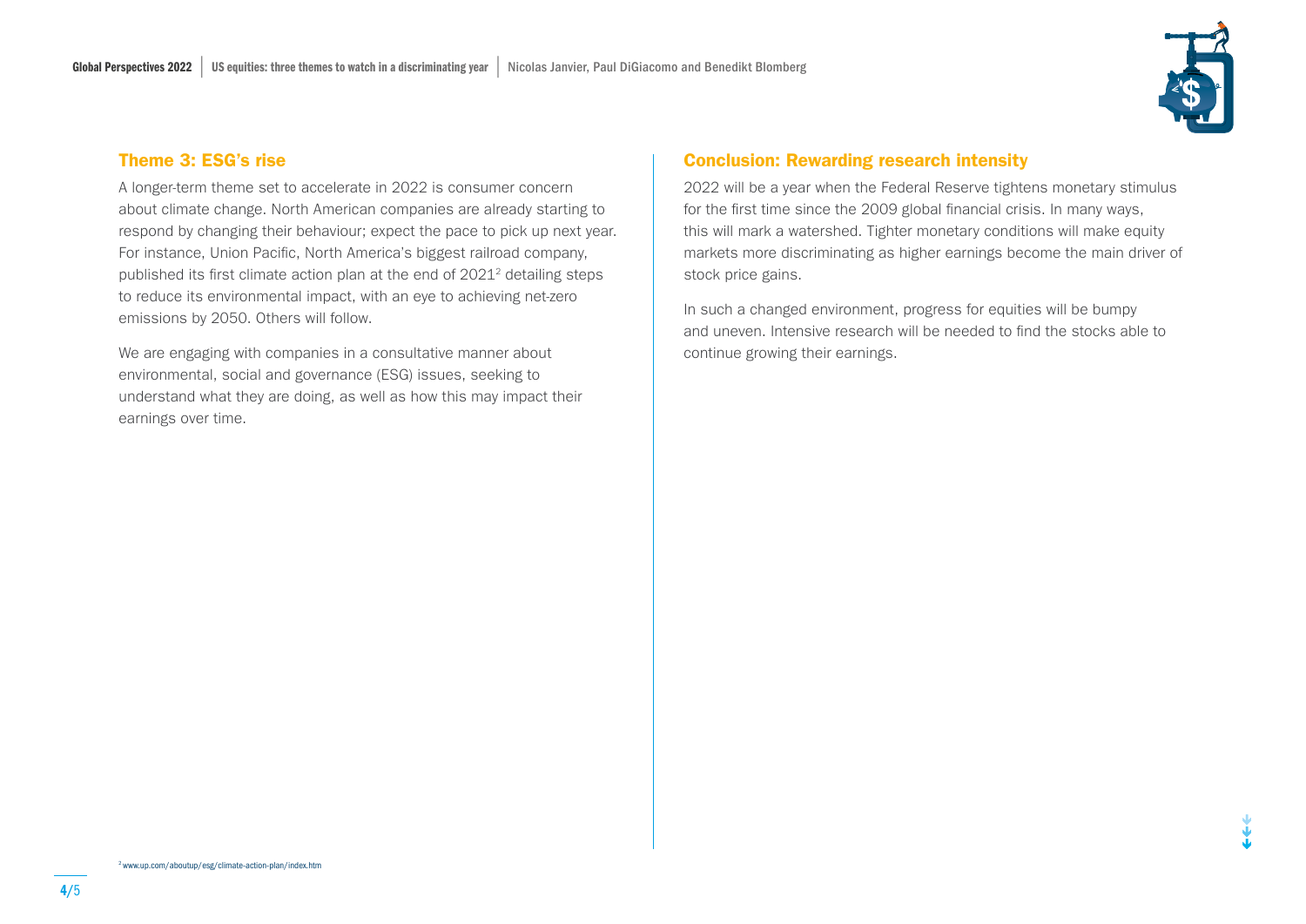## Theme 3: ESG's rise

A longer-term theme set to accelerate in 2022 is consumer concern about climate change. North American companies are already starting to respond by changing their behaviour; expect the pace to pick up next year. For instance, Union Pacific, North America's biggest railroad company, published its first climate action plan at the end of 2021[2] detailing steps to reduce its environmental impact, with an eye to achieving net-zero emissions by 2050. Others will follow.

We are engaging with companies in a consultative manner about environmental, social and governance (ESG) issues, seeking to understand what they are doing, as well as how this may impact their earnings over time.

## Conclusion: Rewarding research intensity

2022 will be a year when the Federal Reserve tightens monetary stimulus for the first time since the 2009 global financial crisis. In many ways, this will mark a watershed. Tighter monetary conditions will make equity markets more discriminating as higher earnings become the main driver of stock price gains.

In such a changed environment, progress for equities will be bumpy and uneven. Intensive research will be needed to find the stocks able to continue growing their earnings.

[2] www.up.com/aboutup/esg/climate-action-plan/index.htm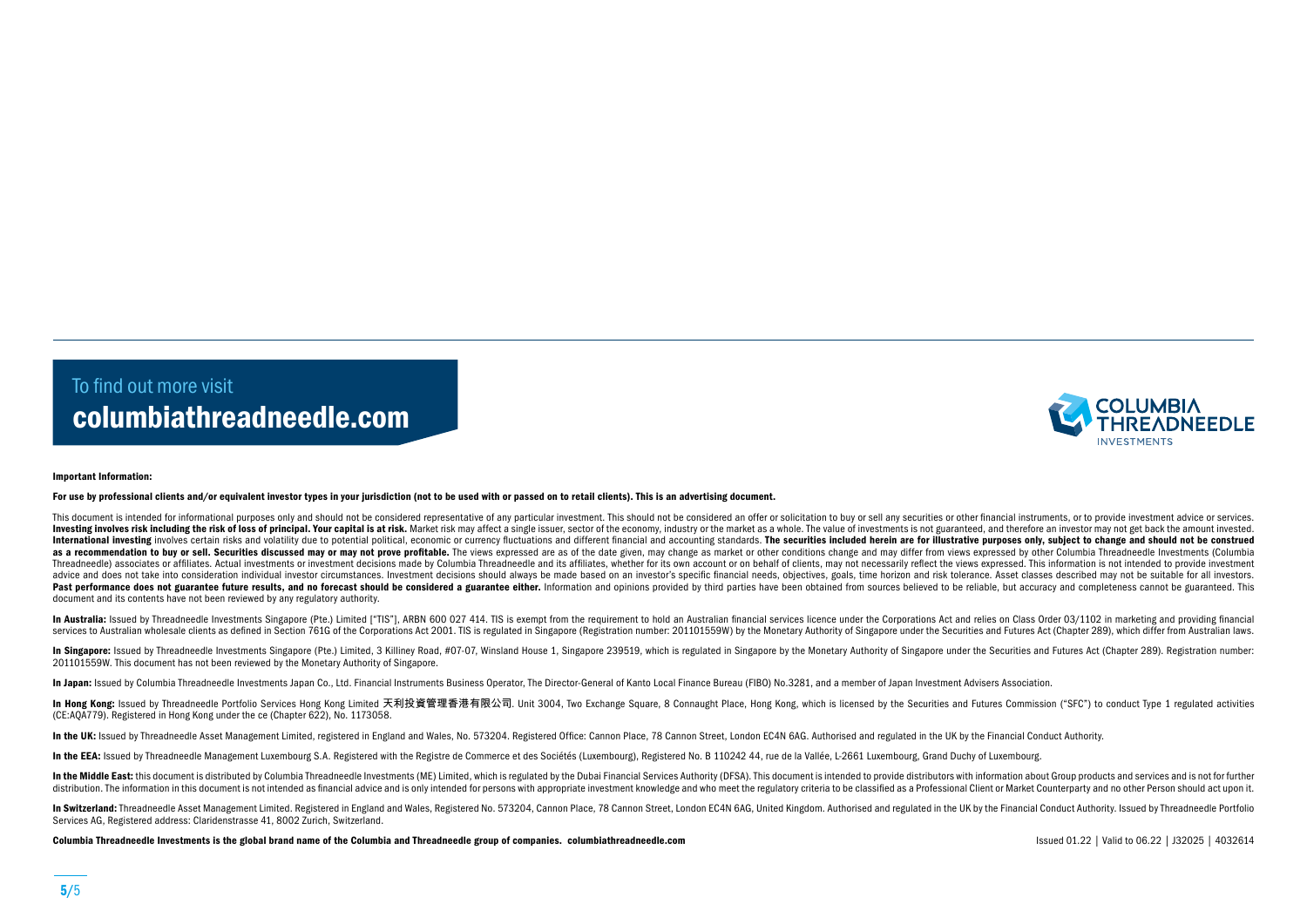To find out more visit
**columbiathreadneedle.com**

COLUMBIA THREADNEEDLE INVESTMENTS

**Important Information:**

**For use by professional clients and/or equivalent investor types in your jurisdiction (not to be used with or passed on to retail clients). This is an advertising document.**

This document is intended for informational purposes only and should not be considered representative of any particular investment. This should not be considered an offer or solicitation to buy or sell any securities or other financial instruments, or to provide investment advice or services. **Investing involves risk including the risk of loss of principal. Your capital is at risk.** Market risk may affect a single issuer, sector of the economy, industry or the market as a whole. The value of investments is not guaranteed, and therefore an investor may not get back the amount invested. **International investing** involves certain risks and volatility due to potential political, economic or currency fluctuations and different financial and accounting standards. **The securities included herein are for illustrative purposes only, subject to change and should not be construed as a recommendation to buy or sell. Securities discussed may or may not prove profitable.** The views expressed are as of the date given, may change as market or other conditions change and may differ from views expressed by other Columbia Threadneedle Investments (Columbia Threadneedle) associates or affiliates. Actual investments or investment decisions made by Columbia Threadneedle and its affiliates, whether for its own account or on behalf of clients, may not necessarily reflect the views expressed. This information is not intended to provide investment advice and does not take into consideration individual investor circumstances. Investment decisions should always be made based on an investor's specific financial needs, objectives, goals, time horizon and risk tolerance. Asset classes described may not be suitable for all investors. **Past performance does not guarantee future results, and no forecast should be considered a guarantee either.** Information and opinions provided by third parties have been obtained from sources believed to be reliable, but accuracy and completeness cannot be guaranteed. This document and its contents have not been reviewed by any regulatory authority.

**In Australia:** Issued by Threadneedle Investments Singapore (Pte.) Limited ["TIS"], ARBN 600 027 414. TIS is exempt from the requirement to hold an Australian financial services licence under the Corporations Act and relies on Class Order 03/1102 in marketing and providing financial services to Australian wholesale clients as defined in Section 761G of the Corporations Act 2001. TIS is regulated in Singapore (Registration number: 201101559W) by the Monetary Authority of Singapore under the Securities and Futures Act (Chapter 289), which differ from Australian laws.

**In Singapore:** Issued by Threadneedle Investments Singapore (Pte.) Limited, 3 Killiney Road, #07-07, Winsland House 1, Singapore 239519, which is regulated in Singapore by the Monetary Authority of Singapore under the Securities and Futures Act (Chapter 289). Registration number: 201101559W. This document has not been reviewed by the Monetary Authority of Singapore.

**In Japan:** Issued by Columbia Threadneedle Investments Japan Co., Ltd. Financial Instruments Business Operator, The Director-General of Kanto Local Finance Bureau (FIBO) No.3281, and a member of Japan Investment Advisers Association.

**In Hong Kong:** Issued by Threadneedle Portfolio Services Hong Kong Limited 天利投資管理香港有限公司. Unit 3004, Two Exchange Square, 8 Connaught Place, Hong Kong, which is licensed by the Securities and Futures Commission ("SFC") to conduct Type 1 regulated activities (CE:AQA779). Registered in Hong Kong under the ce (Chapter 622), No. 1173058.

**In the UK:** Issued by Threadneedle Asset Management Limited, registered in England and Wales, No. 573204. Registered Office: Cannon Place, 78 Cannon Street, London EC4N 6AG. Authorised and regulated in the UK by the Financial Conduct Authority.

**In the EEA:** Issued by Threadneedle Management Luxembourg S.A. Registered with the Registre de Commerce et des Sociétés (Luxembourg), Registered No. B 110242 44, rue de la Vallée, L-2661 Luxembourg, Grand Duchy of Luxembourg.

**In the Middle East:** this document is distributed by Columbia Threadneedle Investments (ME) Limited, which is regulated by the Dubai Financial Services Authority (DFSA). This document is intended to provide distributors with information about Group products and services and is not for further distribution. The information in this document is not intended as financial advice and is only intended for persons with appropriate investment knowledge and who meet the regulatory criteria to be classified as a Professional Client or Market Counterparty and no other Person should act upon it.

**In Switzerland:** Threadneedle Asset Management Limited. Registered in England and Wales, Registered No. 573204, Cannon Place, 78 Cannon Street, London EC4N 6AG, United Kingdom. Authorised and regulated in the UK by the Financial Conduct Authority. Issued by Threadneedle Portfolio Services AG, Registered address: Claridenstrasse 41, 8002 Zurich, Switzerland.

**Columbia Threadneedle Investments is the global brand name of the Columbia and Threadneedle group of companies. columbiathreadneedle.com**

Issued 01.22 | Valid to 06.22 | J32025 | 4032614